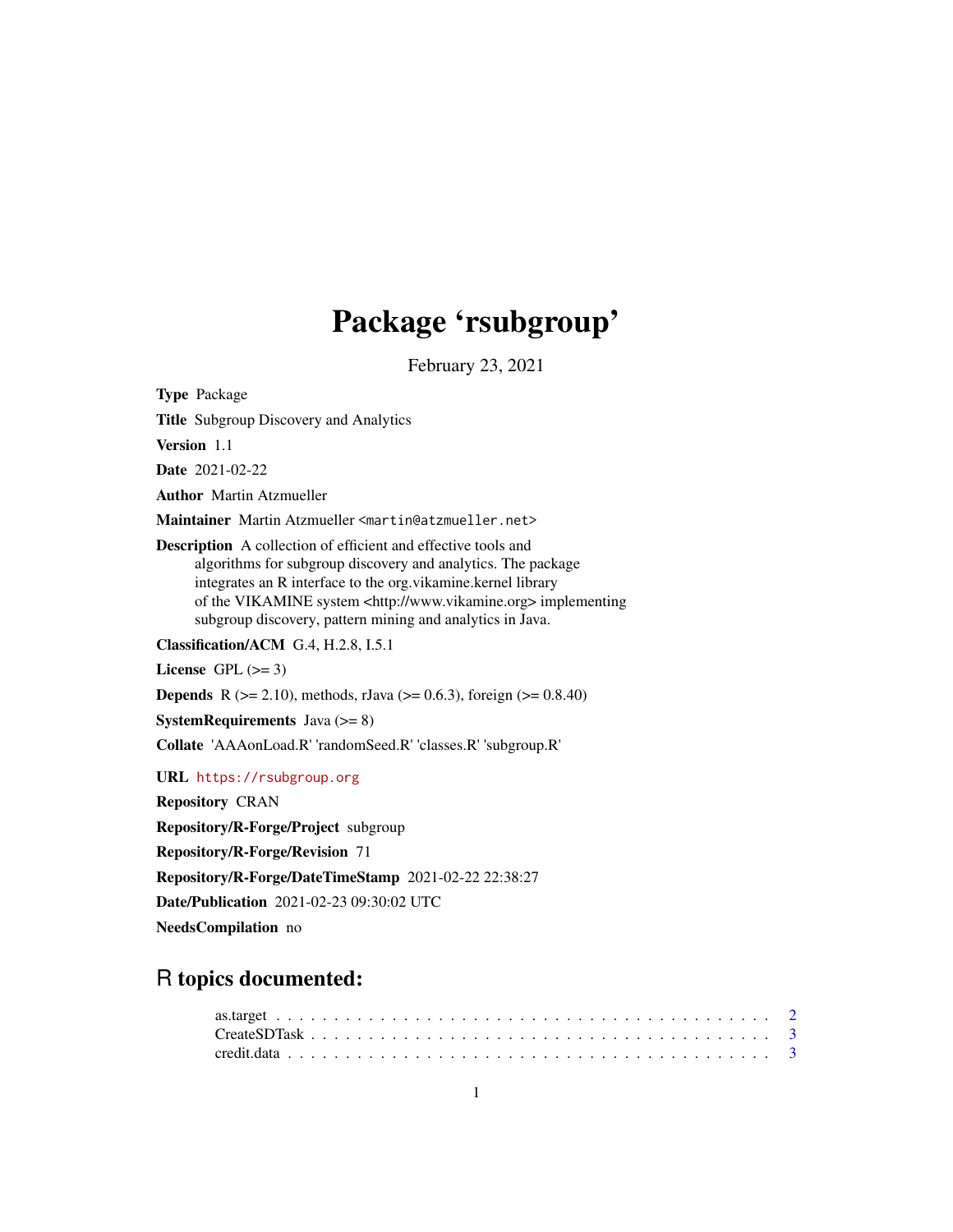# Package 'rsubgroup'

February 23, 2021

**Type** Package

**Title** Subgroup Discovery and Analytics

**Version** 1.1

**Date** 2021-02-22

**Author** Martin Atzmueller

**Maintainer** Martin Atzmueller <martin@atzmueller.net>

**Description** A collection of efficient and effective tools and algorithms for subgroup discovery and analytics. The package integrates an R interface to the org.vikamine.kernel library of the VIKAMINE system <http://www.vikamine.org> implementing subgroup discovery, pattern mining and analytics in Java.

**Classification/ACM** G.4, H.2.8, I.5.1

**License** GPL (>= 3)

**Depends** R (>= 2.10), methods, rJava (>= 0.6.3), foreign (>= 0.8.40)

**SystemRequirements** Java (>= 8)

**Collate** 'AAAonLoad.R' 'randomSeed.R' 'classes.R' 'subgroup.R'

**URL** https://rsubgroup.org

**Repository** CRAN

**Repository/R-Forge/Project** subgroup

**Repository/R-Forge/Revision** 71

**Repository/R-Forge/DateTimeStamp** 2021-02-22 22:38:27

**Date/Publication** 2021-02-23 09:30:02 UTC

**NeedsCompilation** no

## R topics documented:

- as.target . . . . . . . . . . . . . . . . . . . . . . . . . . . . . . . . . . . . . . . . . . . 2
- CreateSDTask . . . . . . . . . . . . . . . . . . . . . . . . . . . . . . . . . . . . . . . . 3
- credit.data . . . . . . . . . . . . . . . . . . . . . . . . . . . . . . . . . . . . . . . . . . 3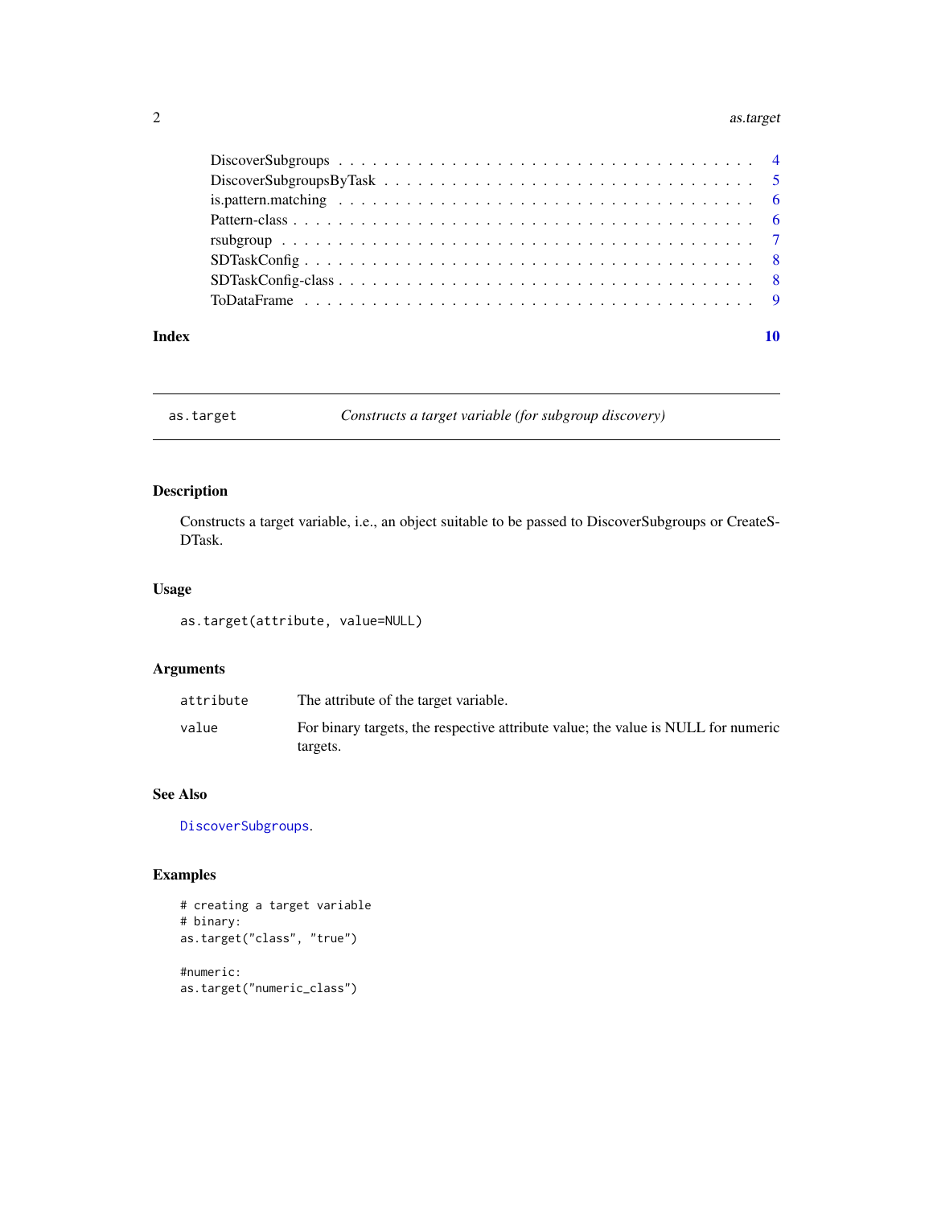DiscoverSubgroups . . . . . . . . . . . . . . . . . . . . . . . . . . . . . . . . . 4
DiscoverSubgroupsByTask . . . . . . . . . . . . . . . . . . . . . . . . . . . . . 5
is.pattern.matching . . . . . . . . . . . . . . . . . . . . . . . . . . . . . . . . 6
Pattern-class . . . . . . . . . . . . . . . . . . . . . . . . . . . . . . . . . . . 6
rsubgroup . . . . . . . . . . . . . . . . . . . . . . . . . . . . . . . . . . . . . 7
SDTaskConfig . . . . . . . . . . . . . . . . . . . . . . . . . . . . . . . . . . . 8
SDTaskConfig-class . . . . . . . . . . . . . . . . . . . . . . . . . . . . . . . . 8
ToDataFrame . . . . . . . . . . . . . . . . . . . . . . . . . . . . . . . . . . . 9

**Index** **10**

---

`as.target` *Constructs a target variable (for subgroup discovery)*

---

## Description

Constructs a target variable, i.e., an object suitable to be passed to DiscoverSubgroups or CreateSDTask.

## Usage

```
as.target(attribute, value=NULL)
```

## Arguments

| | |
|---|---|
| `attribute` | The attribute of the target variable. |
| `value` | For binary targets, the respective attribute value; the value is NULL for numeric targets. |

## See Also

`DiscoverSubgroups`.

## Examples

```
# creating a target variable
# binary:
as.target("class", "true")

#numeric:
as.target("numeric_class")
```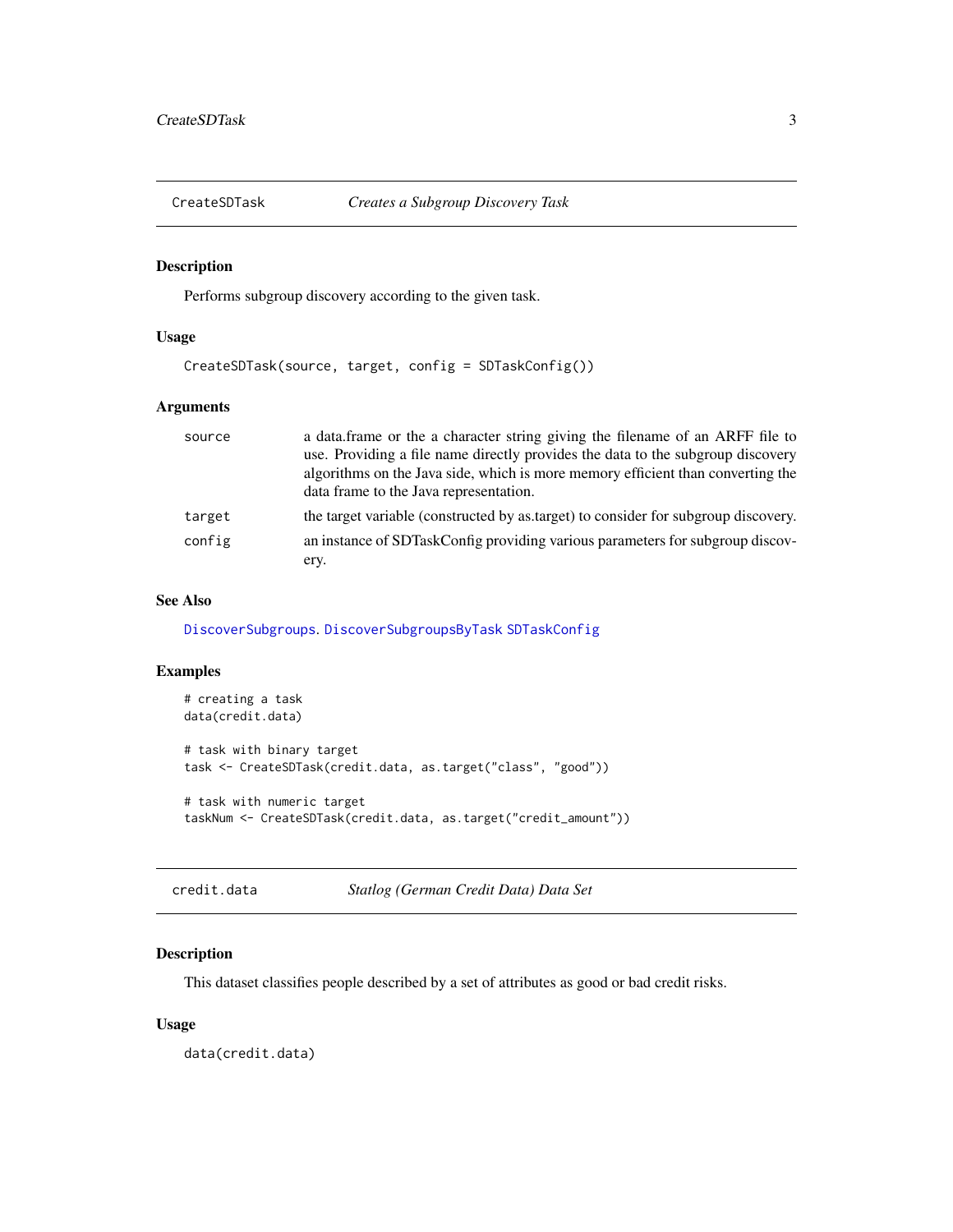## CreateSDTask *Creates a Subgroup Discovery Task*

### Description

Performs subgroup discovery according to the given task.

### Usage

```
CreateSDTask(source, target, config = SDTaskConfig())
```

### Arguments

| | |
|---|---|
| source | a data.frame or the a character string giving the filename of an ARFF file to use. Providing a file name directly provides the data to the subgroup discovery algorithms on the Java side, which is more memory efficient than converting the data frame to the Java representation. |
| target | the target variable (constructed by as.target) to consider for subgroup discovery. |
| config | an instance of SDTaskConfig providing various parameters for subgroup discovery. |

### See Also

DiscoverSubgroups. DiscoverSubgroupsByTask SDTaskConfig

### Examples

```
# creating a task
data(credit.data)

# task with binary target
task <- CreateSDTask(credit.data, as.target("class", "good"))

# task with numeric target
taskNum <- CreateSDTask(credit.data, as.target("credit_amount"))
```

## credit.data *Statlog (German Credit Data) Data Set*

### Description

This dataset classifies people described by a set of attributes as good or bad credit risks.

### Usage

```
data(credit.data)
```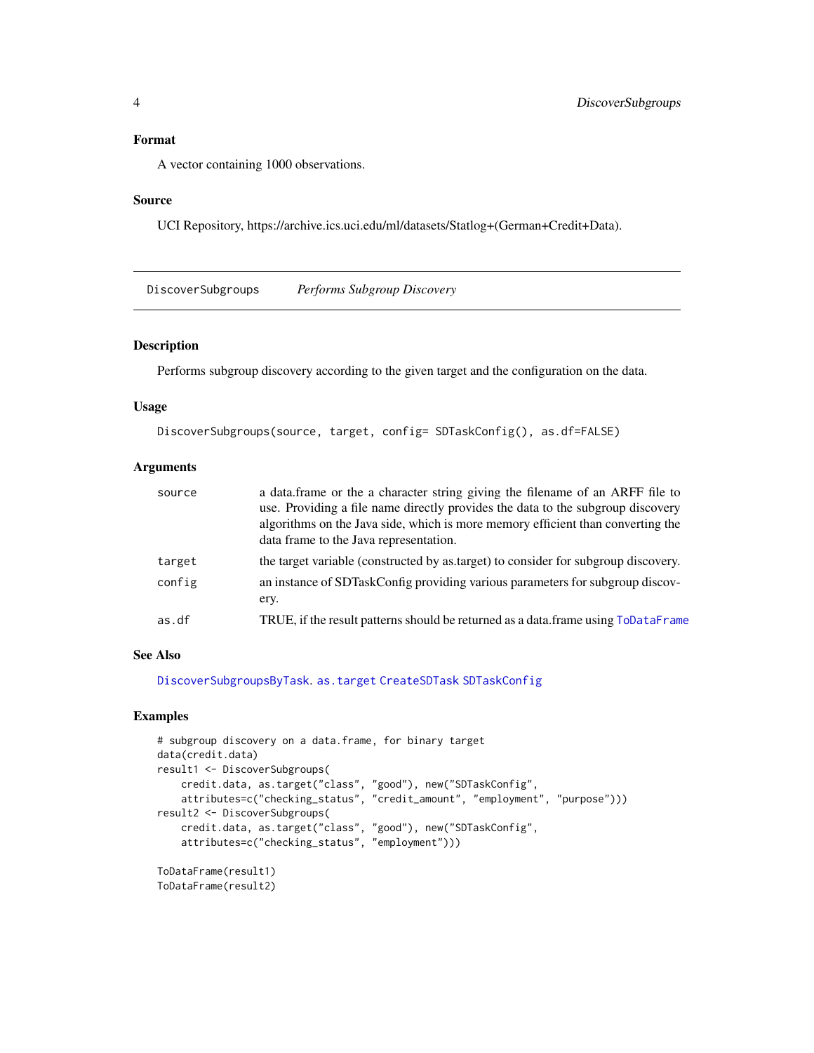## Format

A vector containing 1000 observations.

## Source

UCI Repository, https://archive.ics.uci.edu/ml/datasets/Statlog+(German+Credit+Data).

---

# DiscoverSubgroups *Performs Subgroup Discovery*

---

## Description

Performs subgroup discovery according to the given target and the configuration on the data.

## Usage

```
DiscoverSubgroups(source, target, config= SDTaskConfig(), as.df=FALSE)
```

## Arguments

| | |
|---|---|
| `source` | a data.frame or the a character string giving the filename of an ARFF file to use. Providing a file name directly provides the data to the subgroup discovery algorithms on the Java side, which is more memory efficient than converting the data frame to the Java representation. |
| `target` | the target variable (constructed by as.target) to consider for subgroup discovery. |
| `config` | an instance of SDTaskConfig providing various parameters for subgroup discovery. |
| `as.df` | TRUE, if the result patterns should be returned as a data.frame using `ToDataFrame` |

## See Also

`DiscoverSubgroupsByTask`. `as.target` `CreateSDTask` `SDTaskConfig`

## Examples

```
# subgroup discovery on a data.frame, for binary target
data(credit.data)
result1 <- DiscoverSubgroups(
    credit.data, as.target("class", "good"), new("SDTaskConfig",
    attributes=c("checking_status", "credit_amount", "employment", "purpose")))
result2 <- DiscoverSubgroups(
    credit.data, as.target("class", "good"), new("SDTaskConfig",
    attributes=c("checking_status", "employment")))

ToDataFrame(result1)
ToDataFrame(result2)
```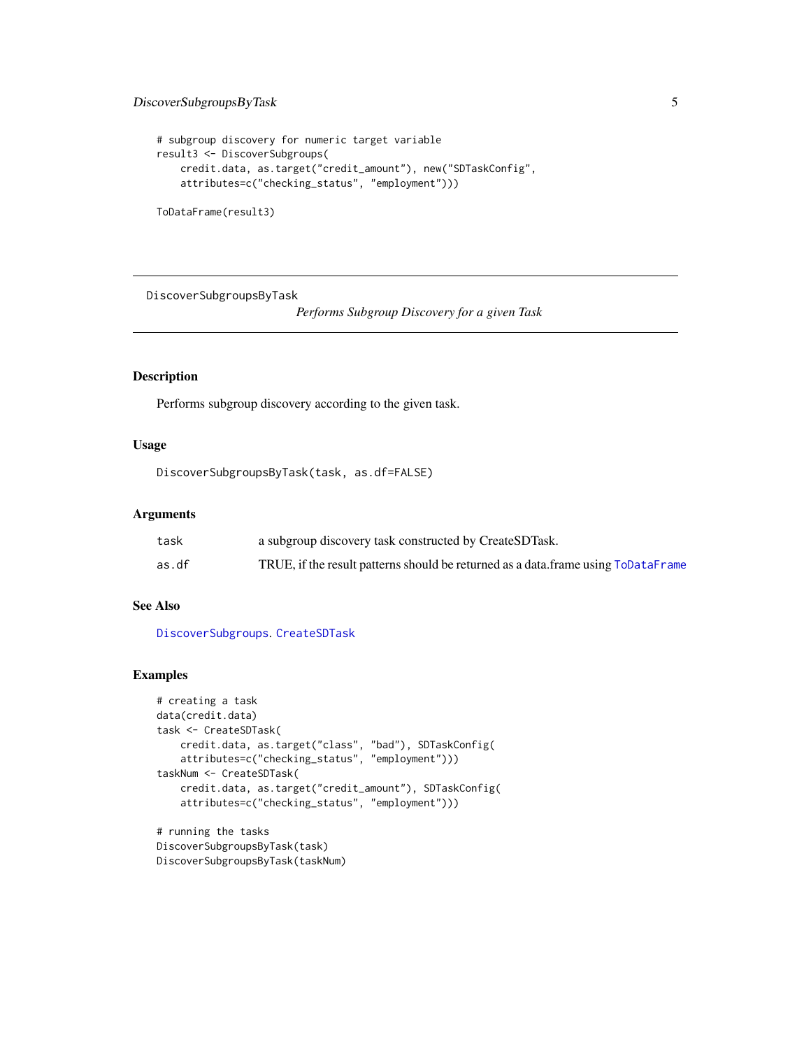```
# subgroup discovery for numeric target variable
result3 <- DiscoverSubgroups(
    credit.data, as.target("credit_amount"), new("SDTaskConfig",
    attributes=c("checking_status", "employment")))

ToDataFrame(result3)
```

---

## DiscoverSubgroupsByTask

*Performs Subgroup Discovery for a given Task*

---

### Description

Performs subgroup discovery according to the given task.

### Usage

```
DiscoverSubgroupsByTask(task, as.df=FALSE)
```

### Arguments

| | |
|---|---|
| `task` | a subgroup discovery task constructed by CreateSDTask. |
| `as.df` | TRUE, if the result patterns should be returned as a data.frame using `ToDataFrame` |

### See Also

`DiscoverSubgroups`, `CreateSDTask`

### Examples

```
# creating a task
data(credit.data)
task <- CreateSDTask(
    credit.data, as.target("class", "bad"), SDTaskConfig(
    attributes=c("checking_status", "employment")))
taskNum <- CreateSDTask(
    credit.data, as.target("credit_amount"), SDTaskConfig(
    attributes=c("checking_status", "employment")))

# running the tasks
DiscoverSubgroupsByTask(task)
DiscoverSubgroupsByTask(taskNum)
```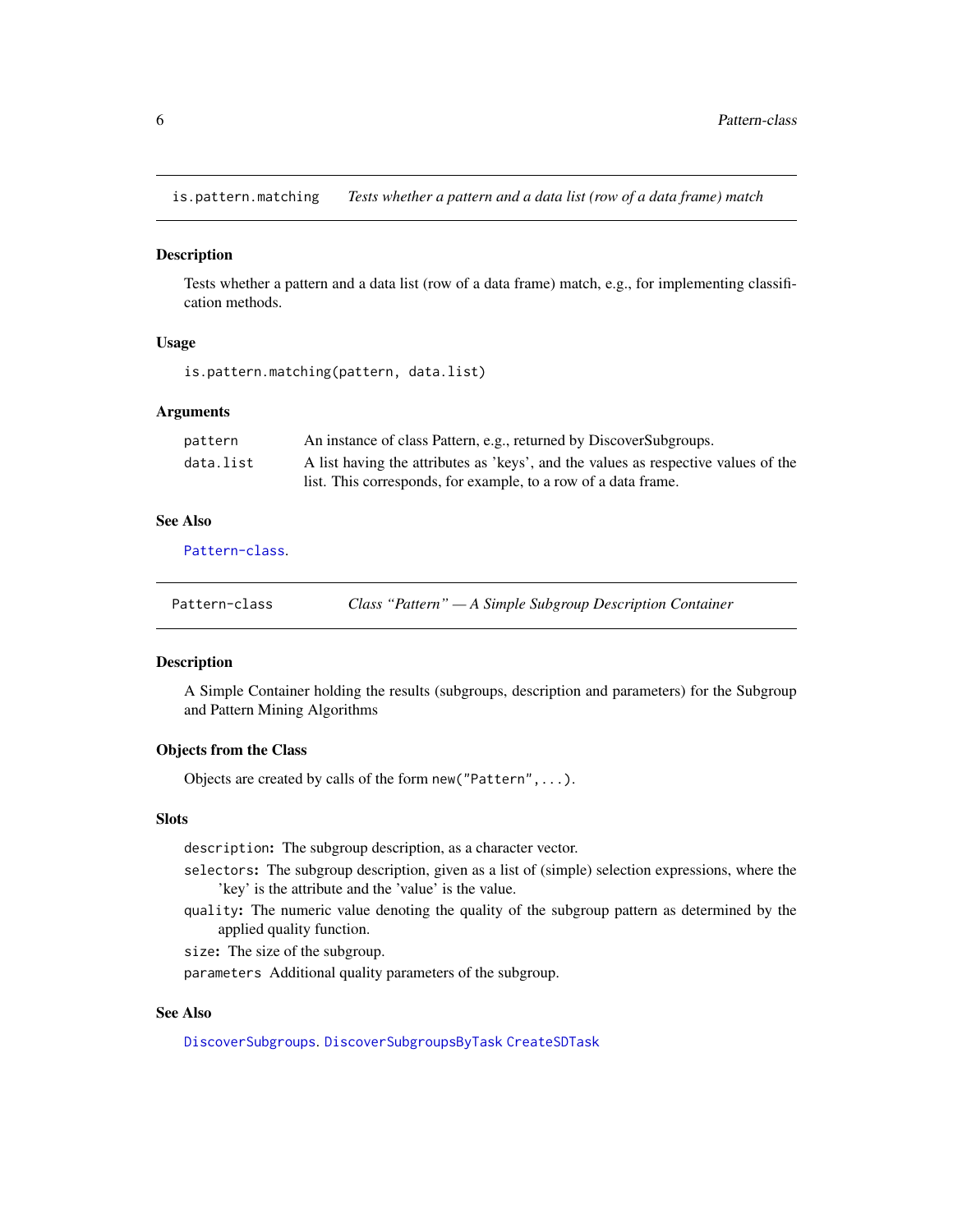## is.pattern.matching — *Tests whether a pattern and a data list (row of a data frame) match*

### Description

Tests whether a pattern and a data list (row of a data frame) match, e.g., for implementing classification methods.

### Usage

```
is.pattern.matching(pattern, data.list)
```

### Arguments

| | |
|---|---|
| `pattern` | An instance of class Pattern, e.g., returned by DiscoverSubgroups. |
| `data.list` | A list having the attributes as 'keys', and the values as respective values of the list. This corresponds, for example, to a row of a data frame. |

### See Also

`Pattern-class`.

## Pattern-class — *Class "Pattern" — A Simple Subgroup Description Container*

### Description

A Simple Container holding the results (subgroups, description and parameters) for the Subgroup and Pattern Mining Algorithms

### Objects from the Class

Objects are created by calls of the form `new("Pattern",...)`.

### Slots

- `description`**:** The subgroup description, as a character vector.
- `selectors`**:** The subgroup description, given as a list of (simple) selection expressions, where the 'key' is the attribute and the 'value' is the value.
- `quality`**:** The numeric value denoting the quality of the subgroup pattern as determined by the applied quality function.
- `size`**:** The size of the subgroup.
- `parameters` Additional quality parameters of the subgroup.

### See Also

`DiscoverSubgroups`. `DiscoverSubgroupsByTask` `CreateSDTask`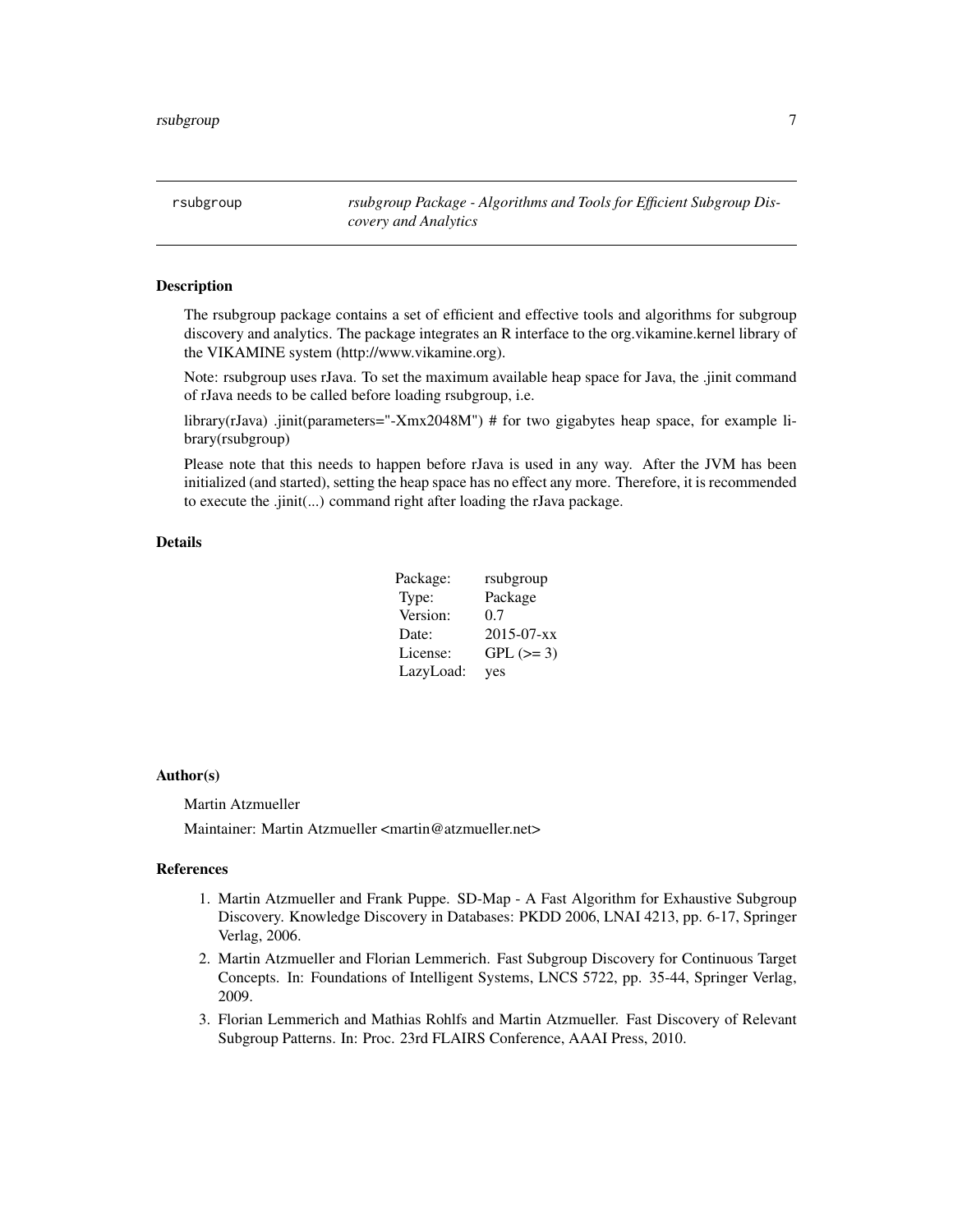# rsubgroup — *rsubgroup Package - Algorithms and Tools for Efficient Subgroup Discovery and Analytics*

## Description

The rsubgroup package contains a set of efficient and effective tools and algorithms for subgroup discovery and analytics. The package integrates an R interface to the org.vikamine.kernel library of the VIKAMINE system (http://www.vikamine.org).

Note: rsubgroup uses rJava. To set the maximum available heap space for Java, the .jinit command of rJava needs to be called before loading rsubgroup, i.e.

library(rJava) .jinit(parameters="-Xmx2048M") # for two gigabytes heap space, for example library(rsubgroup)

Please note that this needs to happen before rJava is used in any way. After the JVM has been initialized (and started), setting the heap space has no effect any more. Therefore, it is recommended to execute the .jinit(...) command right after loading the rJava package.

## Details

| | |
|---|---|
| Package: | rsubgroup |
| Type: | Package |
| Version: | 0.7 |
| Date: | 2015-07-xx |
| License: | GPL (>= 3) |
| LazyLoad: | yes |

## Author(s)

Martin Atzmueller

Maintainer: Martin Atzmueller <martin@atzmueller.net>

## References

1. Martin Atzmueller and Frank Puppe. SD-Map - A Fast Algorithm for Exhaustive Subgroup Discovery. Knowledge Discovery in Databases: PKDD 2006, LNAI 4213, pp. 6-17, Springer Verlag, 2006.
2. Martin Atzmueller and Florian Lemmerich. Fast Subgroup Discovery for Continuous Target Concepts. In: Foundations of Intelligent Systems, LNCS 5722, pp. 35-44, Springer Verlag, 2009.
3. Florian Lemmerich and Mathias Rohlfs and Martin Atzmueller. Fast Discovery of Relevant Subgroup Patterns. In: Proc. 23rd FLAIRS Conference, AAAI Press, 2010.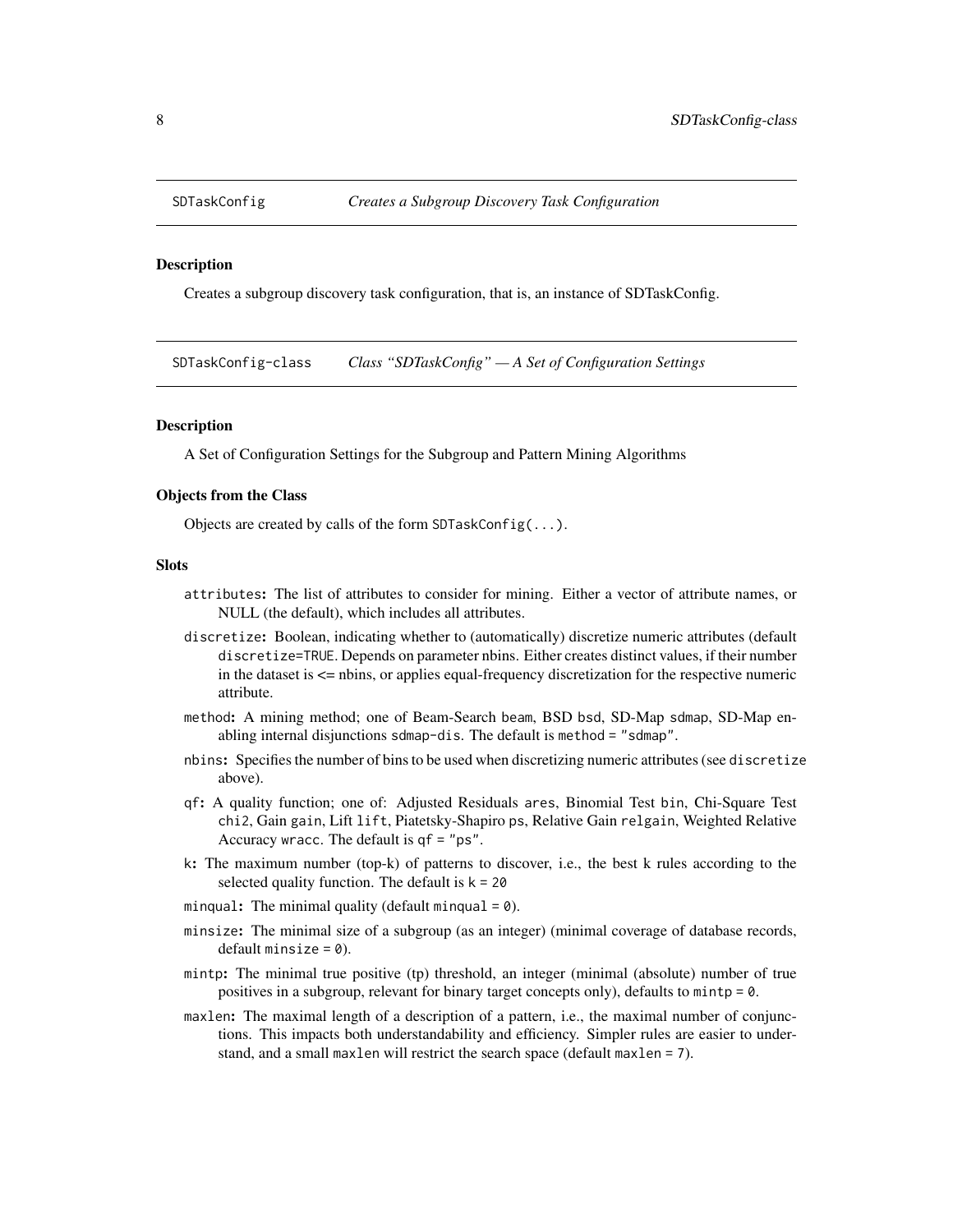## SDTaskConfig *Creates a Subgroup Discovery Task Configuration*

### Description

Creates a subgroup discovery task configuration, that is, an instance of SDTaskConfig.

## SDTaskConfig-class *Class "SDTaskConfig" — A Set of Configuration Settings*

### Description

A Set of Configuration Settings for the Subgroup and Pattern Mining Algorithms

### Objects from the Class

Objects are created by calls of the form `SDTaskConfig(...)`.

### Slots

- `attributes`: The list of attributes to consider for mining. Either a vector of attribute names, or NULL (the default), which includes all attributes.
- `discretize`: Boolean, indicating whether to (automatically) discretize numeric attributes (default `discretize=TRUE`. Depends on parameter nbins. Either creates distinct values, if their number in the dataset is <= nbins, or applies equal-frequency discretization for the respective numeric attribute.
- `method`: A mining method; one of Beam-Search `beam`, BSD `bsd`, SD-Map `sdmap`, SD-Map enabling internal disjunctions `sdmap-dis`. The default is `method = "sdmap"`.
- `nbins`: Specifies the number of bins to be used when discretizing numeric attributes (see `discretize` above).
- `qf`: A quality function; one of: Adjusted Residuals `ares`, Binomial Test `bin`, Chi-Square Test `chi2`, Gain `gain`, Lift `lift`, Piatetsky-Shapiro `ps`, Relative Gain `relgain`, Weighted Relative Accuracy `wracc`. The default is `qf = "ps"`.
- `k`: The maximum number (top-k) of patterns to discover, i.e., the best k rules according to the selected quality function. The default is `k = 20`
- `minqual`: The minimal quality (default `minqual = 0`).
- `minsize`: The minimal size of a subgroup (as an integer) (minimal coverage of database records, default `minsize = 0`).
- `mintp`: The minimal true positive (tp) threshold, an integer (minimal (absolute) number of true positives in a subgroup, relevant for binary target concepts only), defaults to `mintp = 0`.
- `maxlen`: The maximal length of a description of a pattern, i.e., the maximal number of conjunctions. This impacts both understandability and efficiency. Simpler rules are easier to understand, and a small `maxlen` will restrict the search space (default `maxlen = 7`).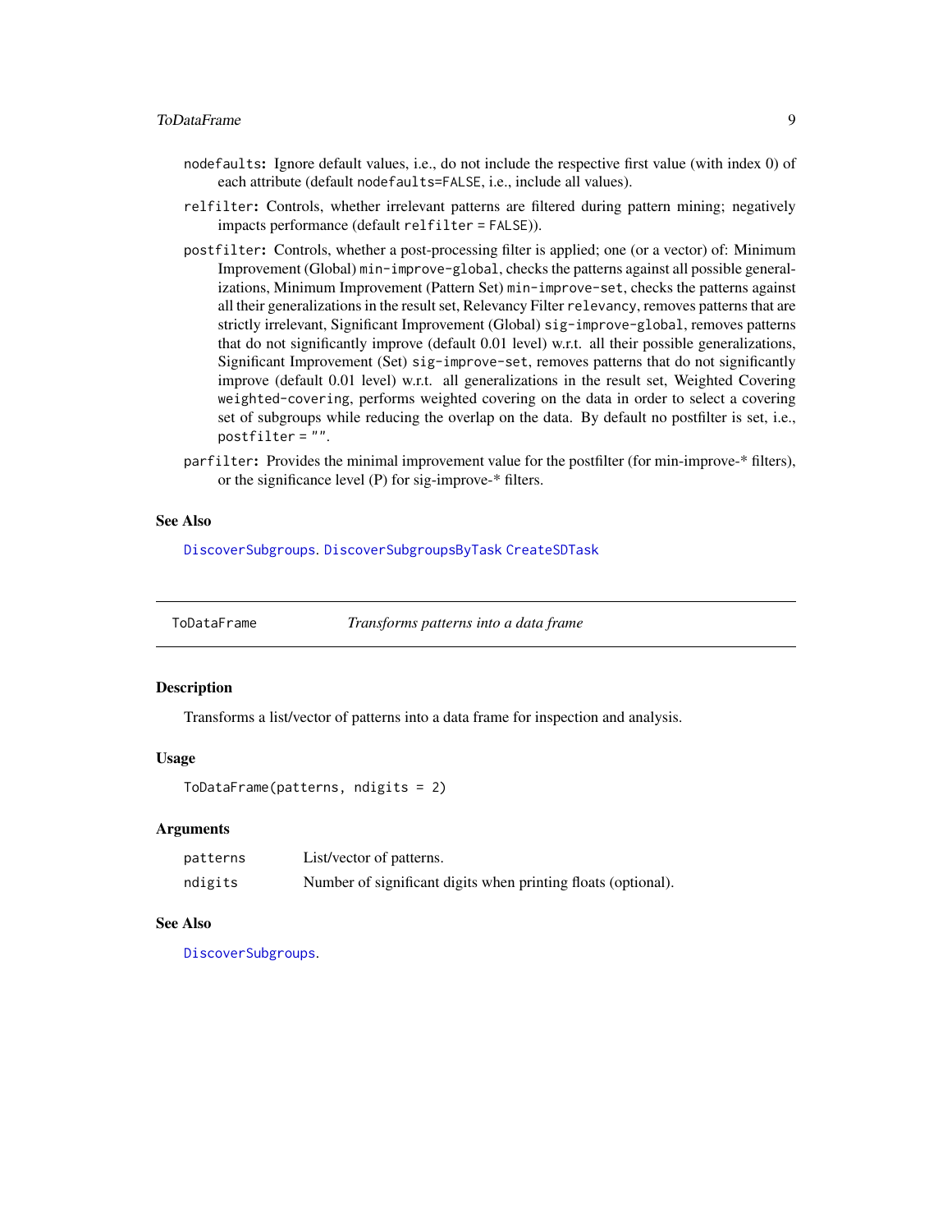- `nodefaults`: Ignore default values, i.e., do not include the respective first value (with index 0) of each attribute (default `nodefaults=FALSE`, i.e., include all values).
- `relfilter`: Controls, whether irrelevant patterns are filtered during pattern mining; negatively impacts performance (default `relfilter = FALSE`)).
- `postfilter`: Controls, whether a post-processing filter is applied; one (or a vector) of: Minimum Improvement (Global) `min-improve-global`, checks the patterns against all possible generalizations, Minimum Improvement (Pattern Set) `min-improve-set`, checks the patterns against all their generalizations in the result set, Relevancy Filter `relevancy`, removes patterns that are strictly irrelevant, Significant Improvement (Global) `sig-improve-global`, removes patterns that do not significantly improve (default 0.01 level) w.r.t. all their possible generalizations, Significant Improvement (Set) `sig-improve-set`, removes patterns that do not significantly improve (default 0.01 level) w.r.t. all generalizations in the result set, Weighted Covering `weighted-covering`, performs weighted covering on the data in order to select a covering set of subgroups while reducing the overlap on the data. By default no postfilter is set, i.e., `postfilter = ""`.
- `parfilter`: Provides the minimal improvement value for the postfilter (for min-improve-* filters), or the significance level (P) for sig-improve-* filters.

### See Also

`DiscoverSubgroups`. `DiscoverSubgroupsByTask` `CreateSDTask`

---

## ToDataFrame — *Transforms patterns into a data frame*

### Description

Transforms a list/vector of patterns into a data frame for inspection and analysis.

### Usage

```
ToDataFrame(patterns, ndigits = 2)
```

### Arguments

| | |
|---|---|
| `patterns` | List/vector of patterns. |
| `ndigits` | Number of significant digits when printing floats (optional). |

### See Also

`DiscoverSubgroups`.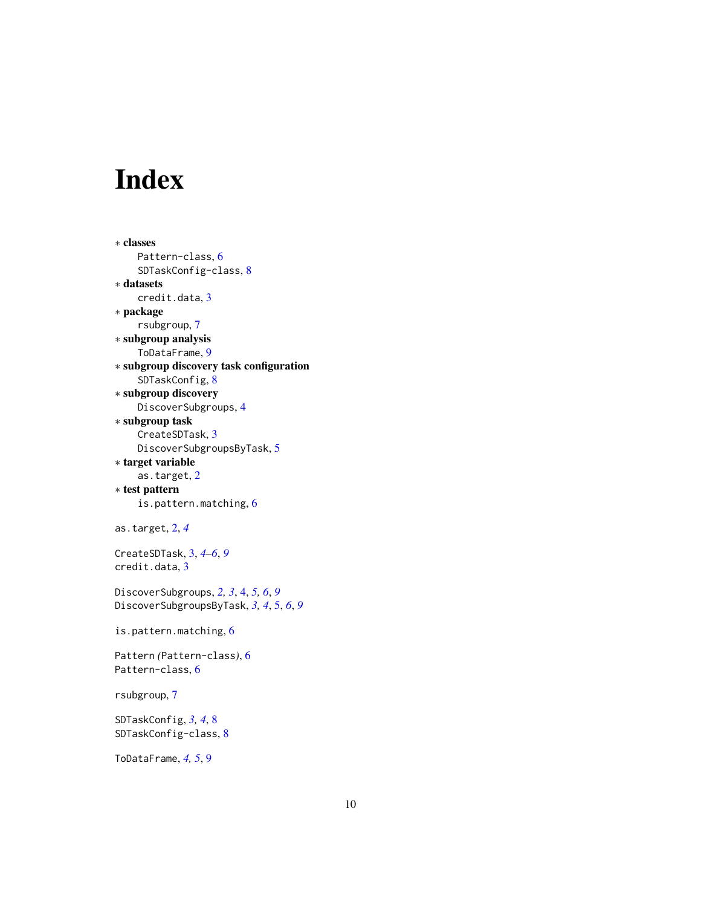# Index

∗ **classes**
  Pattern-class, 6
  SDTaskConfig-class, 8
∗ **datasets**
  credit.data, 3
∗ **package**
  rsubgroup, 7
∗ **subgroup analysis**
  ToDataFrame, 9
∗ **subgroup discovery task configuration**
  SDTaskConfig, 8
∗ **subgroup discovery**
  DiscoverSubgroups, 4
∗ **subgroup task**
  CreateSDTask, 3
  DiscoverSubgroupsByTask, 5
∗ **target variable**
  as.target, 2
∗ **test pattern**
  is.pattern.matching, 6

as.target, 2, *4*

CreateSDTask, 3, *4–6*, *9*
credit.data, 3

DiscoverSubgroups, *2, 3*, 4, *5, 6*, *9*
DiscoverSubgroupsByTask, *3, 4*, 5, *6*, *9*

is.pattern.matching, 6

Pattern *(*Pattern-class*)*, 6
Pattern-class, 6

rsubgroup, 7

SDTaskConfig, *3, 4*, 8
SDTaskConfig-class, 8

ToDataFrame, *4, 5*, 9